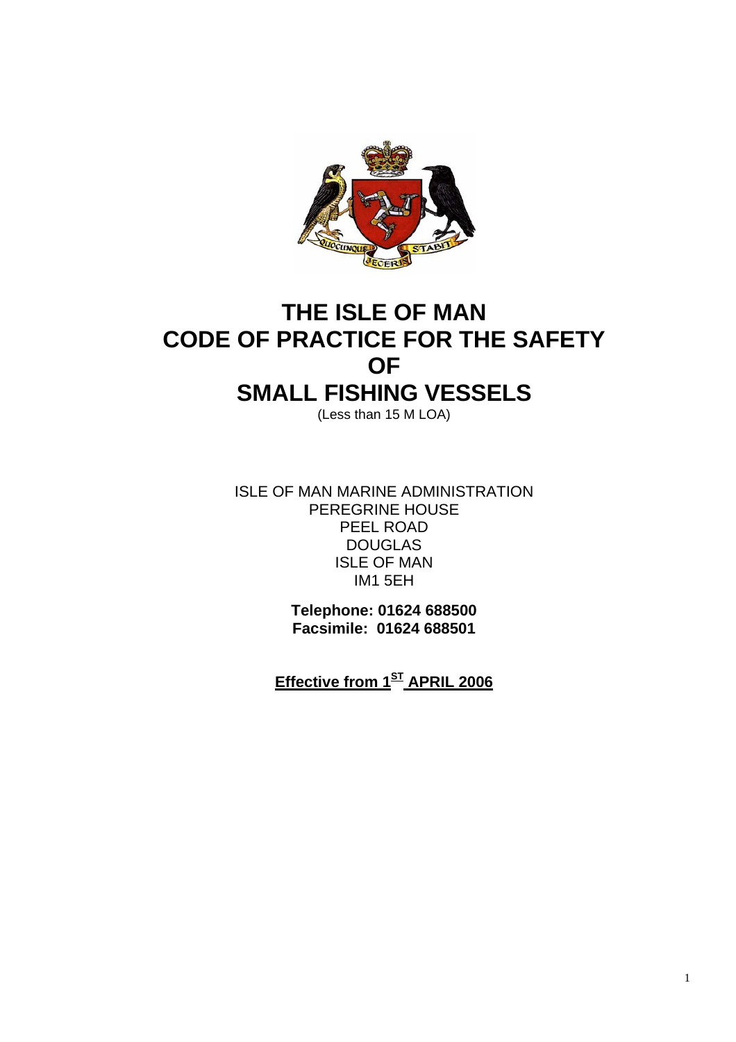# THE ISLE OF MAN CODE OF PRACTICE FOR THE SAFETY OF SMALL FISHING VESSELS

(Less than 15 M LOA)

ISLE OF MAN MARINE ADMINISTRATION
PEREGRINE HOUSE
PEEL ROAD
DOUGLAS
ISLE OF MAN
IM1 5EH

**Telephone: 01624 688500**
**Facsimile: 01624 688501**

**Effective from 1ST APRIL 2006**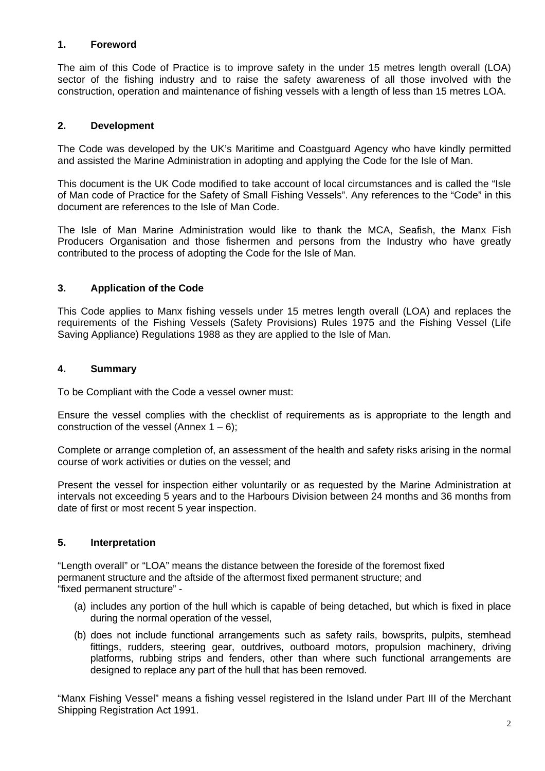## 1. Foreword

The aim of this Code of Practice is to improve safety in the under 15 metres length overall (LOA) sector of the fishing industry and to raise the safety awareness of all those involved with the construction, operation and maintenance of fishing vessels with a length of less than 15 metres LOA.

## 2. Development

The Code was developed by the UK's Maritime and Coastguard Agency who have kindly permitted and assisted the Marine Administration in adopting and applying the Code for the Isle of Man.

This document is the UK Code modified to take account of local circumstances and is called the "Isle of Man code of Practice for the Safety of Small Fishing Vessels". Any references to the "Code" in this document are references to the Isle of Man Code.

The Isle of Man Marine Administration would like to thank the MCA, Seafish, the Manx Fish Producers Organisation and those fishermen and persons from the Industry who have greatly contributed to the process of adopting the Code for the Isle of Man.

## 3. Application of the Code

This Code applies to Manx fishing vessels under 15 metres length overall (LOA) and replaces the requirements of the Fishing Vessels (Safety Provisions) Rules 1975 and the Fishing Vessel (Life Saving Appliance) Regulations 1988 as they are applied to the Isle of Man.

## 4. Summary

To be Compliant with the Code a vessel owner must:

Ensure the vessel complies with the checklist of requirements as is appropriate to the length and construction of the vessel (Annex 1 – 6);

Complete or arrange completion of, an assessment of the health and safety risks arising in the normal course of work activities or duties on the vessel; and

Present the vessel for inspection either voluntarily or as requested by the Marine Administration at intervals not exceeding 5 years and to the Harbours Division between 24 months and 36 months from date of first or most recent 5 year inspection.

## 5. Interpretation

"Length overall" or "LOA" means the distance between the foreside of the foremost fixed permanent structure and the aftside of the aftermost fixed permanent structure; and "fixed permanent structure" -

(a) includes any portion of the hull which is capable of being detached, but which is fixed in place during the normal operation of the vessel,

(b) does not include functional arrangements such as safety rails, bowsprits, pulpits, stemhead fittings, rudders, steering gear, outdrives, outboard motors, propulsion machinery, driving platforms, rubbing strips and fenders, other than where such functional arrangements are designed to replace any part of the hull that has been removed.

"Manx Fishing Vessel" means a fishing vessel registered in the Island under Part III of the Merchant Shipping Registration Act 1991.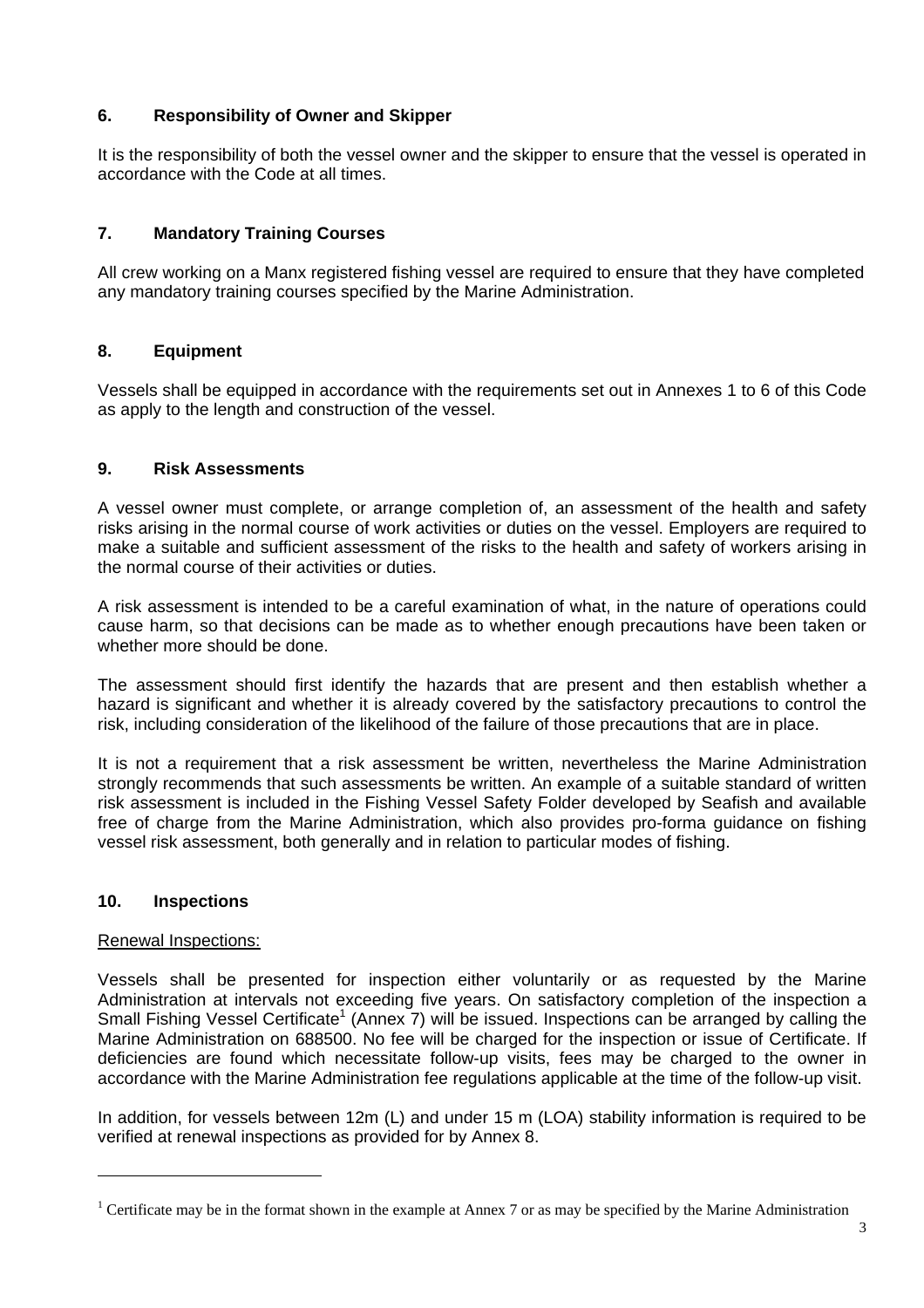## 6. Responsibility of Owner and Skipper

It is the responsibility of both the vessel owner and the skipper to ensure that the vessel is operated in accordance with the Code at all times.

## 7. Mandatory Training Courses

All crew working on a Manx registered fishing vessel are required to ensure that they have completed any mandatory training courses specified by the Marine Administration.

## 8. Equipment

Vessels shall be equipped in accordance with the requirements set out in Annexes 1 to 6 of this Code as apply to the length and construction of the vessel.

## 9. Risk Assessments

A vessel owner must complete, or arrange completion of, an assessment of the health and safety risks arising in the normal course of work activities or duties on the vessel. Employers are required to make a suitable and sufficient assessment of the risks to the health and safety of workers arising in the normal course of their activities or duties.

A risk assessment is intended to be a careful examination of what, in the nature of operations could cause harm, so that decisions can be made as to whether enough precautions have been taken or whether more should be done.

The assessment should first identify the hazards that are present and then establish whether a hazard is significant and whether it is already covered by the satisfactory precautions to control the risk, including consideration of the likelihood of the failure of those precautions that are in place.

It is not a requirement that a risk assessment be written, nevertheless the Marine Administration strongly recommends that such assessments be written. An example of a suitable standard of written risk assessment is included in the Fishing Vessel Safety Folder developed by Seafish and available free of charge from the Marine Administration, which also provides pro-forma guidance on fishing vessel risk assessment, both generally and in relation to particular modes of fishing.

## 10. Inspections

Renewal Inspections:

Vessels shall be presented for inspection either voluntarily or as requested by the Marine Administration at intervals not exceeding five years. On satisfactory completion of the inspection a Small Fishing Vessel Certificate[1] (Annex 7) will be issued. Inspections can be arranged by calling the Marine Administration on 688500. No fee will be charged for the inspection or issue of Certificate. If deficiencies are found which necessitate follow-up visits, fees may be charged to the owner in accordance with the Marine Administration fee regulations applicable at the time of the follow-up visit.

In addition, for vessels between 12m (L) and under 15 m (LOA) stability information is required to be verified at renewal inspections as provided for by Annex 8.

---

[1] Certificate may be in the format shown in the example at Annex 7 or as may be specified by the Marine Administration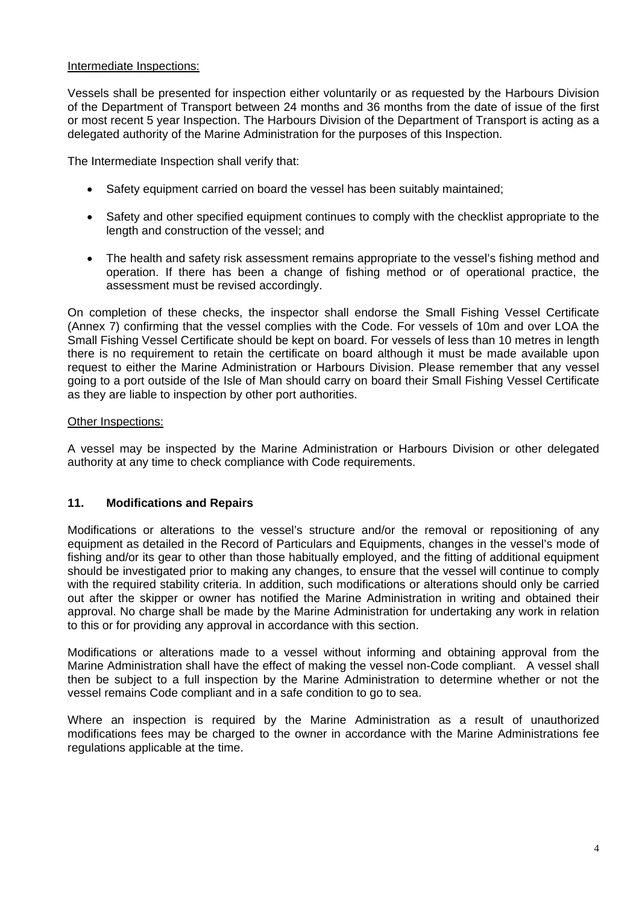Intermediate Inspections:

Vessels shall be presented for inspection either voluntarily or as requested by the Harbours Division of the Department of Transport between 24 months and 36 months from the date of issue of the first or most recent 5 year Inspection. The Harbours Division of the Department of Transport is acting as a delegated authority of the Marine Administration for the purposes of this Inspection.

The Intermediate Inspection shall verify that:

- Safety equipment carried on board the vessel has been suitably maintained;
- Safety and other specified equipment continues to comply with the checklist appropriate to the length and construction of the vessel; and
- The health and safety risk assessment remains appropriate to the vessel's fishing method and operation. If there has been a change of fishing method or of operational practice, the assessment must be revised accordingly.

On completion of these checks, the inspector shall endorse the Small Fishing Vessel Certificate (Annex 7) confirming that the vessel complies with the Code. For vessels of 10m and over LOA the Small Fishing Vessel Certificate should be kept on board. For vessels of less than 10 metres in length there is no requirement to retain the certificate on board although it must be made available upon request to either the Marine Administration or Harbours Division. Please remember that any vessel going to a port outside of the Isle of Man should carry on board their Small Fishing Vessel Certificate as they are liable to inspection by other port authorities.

Other Inspections:

A vessel may be inspected by the Marine Administration or Harbours Division or other delegated authority at any time to check compliance with Code requirements.

## 11. Modifications and Repairs

Modifications or alterations to the vessel's structure and/or the removal or repositioning of any equipment as detailed in the Record of Particulars and Equipments, changes in the vessel's mode of fishing and/or its gear to other than those habitually employed, and the fitting of additional equipment should be investigated prior to making any changes, to ensure that the vessel will continue to comply with the required stability criteria. In addition, such modifications or alterations should only be carried out after the skipper or owner has notified the Marine Administration in writing and obtained their approval. No charge shall be made by the Marine Administration for undertaking any work in relation to this or for providing any approval in accordance with this section.

Modifications or alterations made to a vessel without informing and obtaining approval from the Marine Administration shall have the effect of making the vessel non-Code compliant. A vessel shall then be subject to a full inspection by the Marine Administration to determine whether or not the vessel remains Code compliant and in a safe condition to go to sea.

Where an inspection is required by the Marine Administration as a result of unauthorized modifications fees may be charged to the owner in accordance with the Marine Administrations fee regulations applicable at the time.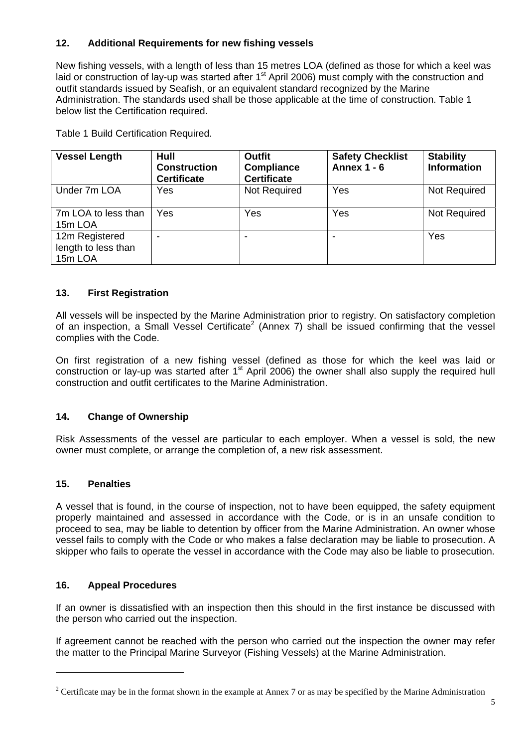### 12. Additional Requirements for new fishing vessels

New fishing vessels, with a length of less than 15 metres LOA (defined as those for which a keel was laid or construction of lay-up was started after 1st April 2006) must comply with the construction and outfit standards issued by Seafish, or an equivalent standard recognized by the Marine Administration. The standards used shall be those applicable at the time of construction. Table 1 below list the Certification required.

Table 1 Build Certification Required.

| Vessel Length | Hull Construction Certificate | Outfit Compliance Certificate | Safety Checklist Annex 1 - 6 | Stability Information |
|---|---|---|---|---|
| Under 7m LOA | Yes | Not Required | Yes | Not Required |
| 7m LOA to less than 15m LOA | Yes | Yes | Yes | Not Required |
| 12m Registered length to less than 15m LOA | - | - | - | Yes |

### 13. First Registration

All vessels will be inspected by the Marine Administration prior to registry. On satisfactory completion of an inspection, a Small Vessel Certificate[2] (Annex 7) shall be issued confirming that the vessel complies with the Code.

On first registration of a new fishing vessel (defined as those for which the keel was laid or construction or lay-up was started after 1st April 2006) the owner shall also supply the required hull construction and outfit certificates to the Marine Administration.

### 14. Change of Ownership

Risk Assessments of the vessel are particular to each employer. When a vessel is sold, the new owner must complete, or arrange the completion of, a new risk assessment.

### 15. Penalties

A vessel that is found, in the course of inspection, not to have been equipped, the safety equipment properly maintained and assessed in accordance with the Code, or is in an unsafe condition to proceed to sea, may be liable to detention by officer from the Marine Administration. An owner whose vessel fails to comply with the Code or who makes a false declaration may be liable to prosecution. A skipper who fails to operate the vessel in accordance with the Code may also be liable to prosecution.

### 16. Appeal Procedures

If an owner is dissatisfied with an inspection then this should in the first instance be discussed with the person who carried out the inspection.

If agreement cannot be reached with the person who carried out the inspection the owner may refer the matter to the Principal Marine Surveyor (Fishing Vessels) at the Marine Administration.

---

[2] Certificate may be in the format shown in the example at Annex 7 or as may be specified by the Marine Administration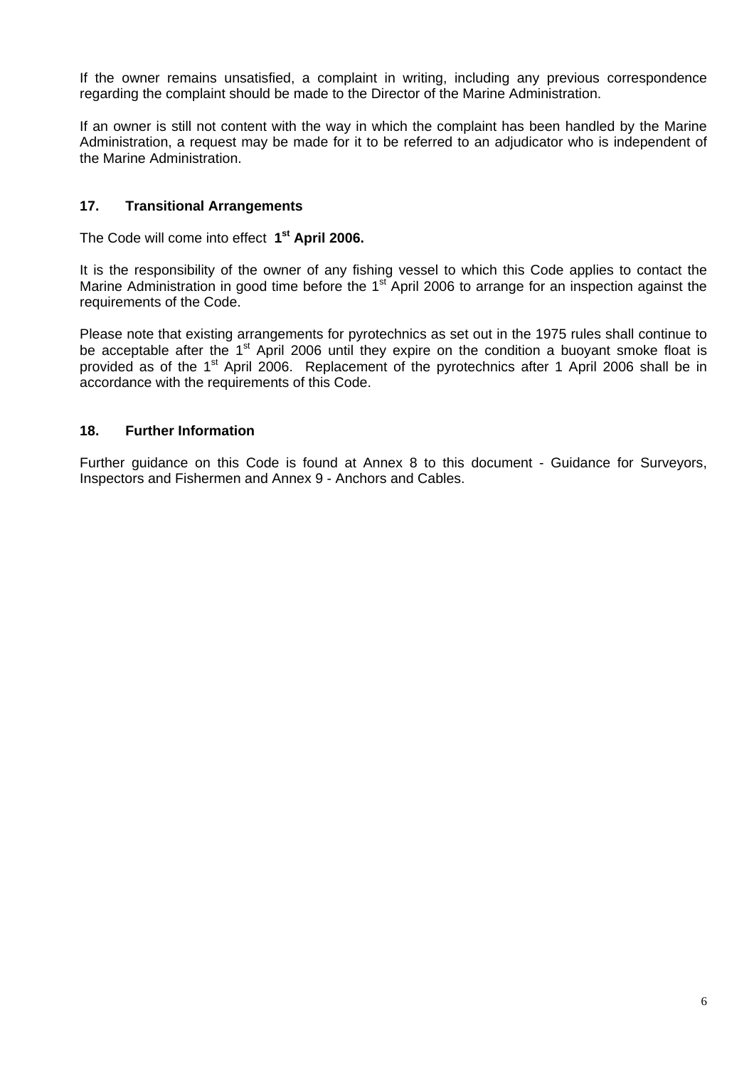If the owner remains unsatisfied, a complaint in writing, including any previous correspondence regarding the complaint should be made to the Director of the Marine Administration.

If an owner is still not content with the way in which the complaint has been handled by the Marine Administration, a request may be made for it to be referred to an adjudicator who is independent of the Marine Administration.

## 17. Transitional Arrangements

The Code will come into effect **1st April 2006.**

It is the responsibility of the owner of any fishing vessel to which this Code applies to contact the Marine Administration in good time before the 1st April 2006 to arrange for an inspection against the requirements of the Code.

Please note that existing arrangements for pyrotechnics as set out in the 1975 rules shall continue to be acceptable after the 1st April 2006 until they expire on the condition a buoyant smoke float is provided as of the 1st April 2006. Replacement of the pyrotechnics after 1 April 2006 shall be in accordance with the requirements of this Code.

## 18. Further Information

Further guidance on this Code is found at Annex 8 to this document - Guidance for Surveyors, Inspectors and Fishermen and Annex 9 - Anchors and Cables.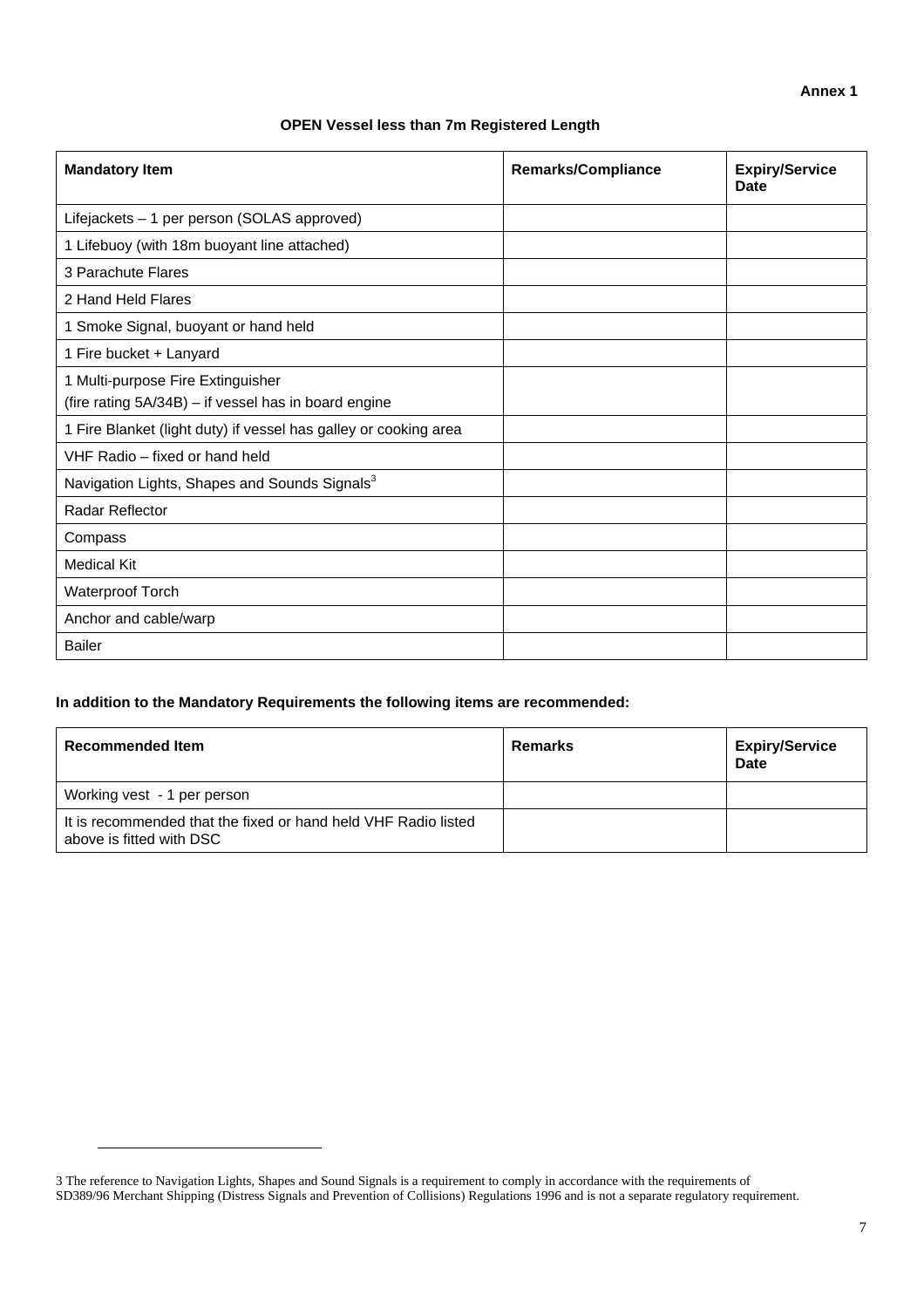**Annex 1**

**OPEN Vessel less than 7m Registered Length**

| **Mandatory Item** | **Remarks/Compliance** | **Expiry/Service Date** |
|---|---|---|
| Lifejackets – 1 per person (SOLAS approved) | | |
| 1 Lifebuoy (with 18m buoyant line attached) | | |
| 3 Parachute Flares | | |
| 2 Hand Held Flares | | |
| 1 Smoke Signal, buoyant or hand held | | |
| 1 Fire bucket + Lanyard | | |
| 1 Multi-purpose Fire Extinguisher (fire rating 5A/34B) – if vessel has in board engine | | |
| 1 Fire Blanket (light duty) if vessel has galley or cooking area | | |
| VHF Radio – fixed or hand held | | |
| Navigation Lights, Shapes and Sounds Signals[3] | | |
| Radar Reflector | | |
| Compass | | |
| Medical Kit | | |
| Waterproof Torch | | |
| Anchor and cable/warp | | |
| Bailer | | |

**In addition to the Mandatory Requirements the following items are recommended:**

| **Recommended Item** | **Remarks** | **Expiry/Service Date** |
|---|---|---|
| Working vest - 1 per person | | |
| It is recommended that the fixed or hand held VHF Radio listed above is fitted with DSC | | |

3 The reference to Navigation Lights, Shapes and Sound Signals is a requirement to comply in accordance with the requirements of SD389/96 Merchant Shipping (Distress Signals and Prevention of Collisions) Regulations 1996 and is not a separate regulatory requirement.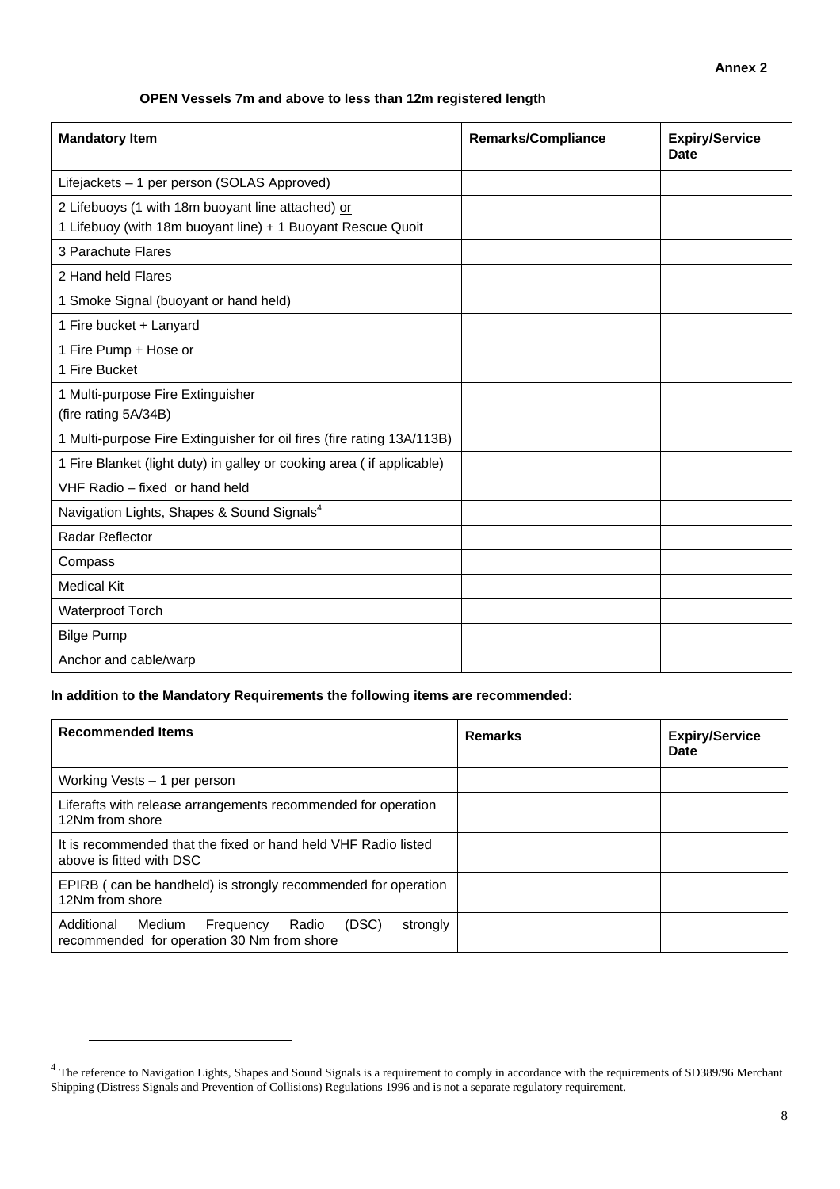Annex 2

**OPEN Vessels 7m and above to less than 12m registered length**

| Mandatory Item | Remarks/Compliance | Expiry/Service Date |
|---|---|---|
| Lifejackets – 1 per person (SOLAS Approved) | | |
| 2 Lifebuoys (1 with 18m buoyant line attached) or<br>1 Lifebuoy (with 18m buoyant line) + 1 Buoyant Rescue Quoit | | |
| 3 Parachute Flares | | |
| 2 Hand held Flares | | |
| 1 Smoke Signal (buoyant or hand held) | | |
| 1 Fire bucket + Lanyard | | |
| 1 Fire Pump + Hose or<br>1 Fire Bucket | | |
| 1 Multi-purpose Fire Extinguisher<br>(fire rating 5A/34B) | | |
| 1 Multi-purpose Fire Extinguisher for oil fires (fire rating 13A/113B) | | |
| 1 Fire Blanket (light duty) in galley or cooking area ( if applicable) | | |
| VHF Radio – fixed or hand held | | |
| Navigation Lights, Shapes & Sound Signals[4] | | |
| Radar Reflector | | |
| Compass | | |
| Medical Kit | | |
| Waterproof Torch | | |
| Bilge Pump | | |
| Anchor and cable/warp | | |

**In addition to the Mandatory Requirements the following items are recommended:**

| Recommended Items | Remarks | Expiry/Service Date |
|---|---|---|
| Working Vests – 1 per person | | |
| Liferafts with release arrangements recommended for operation 12Nm from shore | | |
| It is recommended that the fixed or hand held VHF Radio listed above is fitted with DSC | | |
| EPIRB ( can be handheld) is strongly recommended for operation 12Nm from shore | | |
| Additional Medium Frequency Radio (DSC) strongly recommended for operation 30 Nm from shore | | |

[4] The reference to Navigation Lights, Shapes and Sound Signals is a requirement to comply in accordance with the requirements of SD389/96 Merchant Shipping (Distress Signals and Prevention of Collisions) Regulations 1996 and is not a separate regulatory requirement.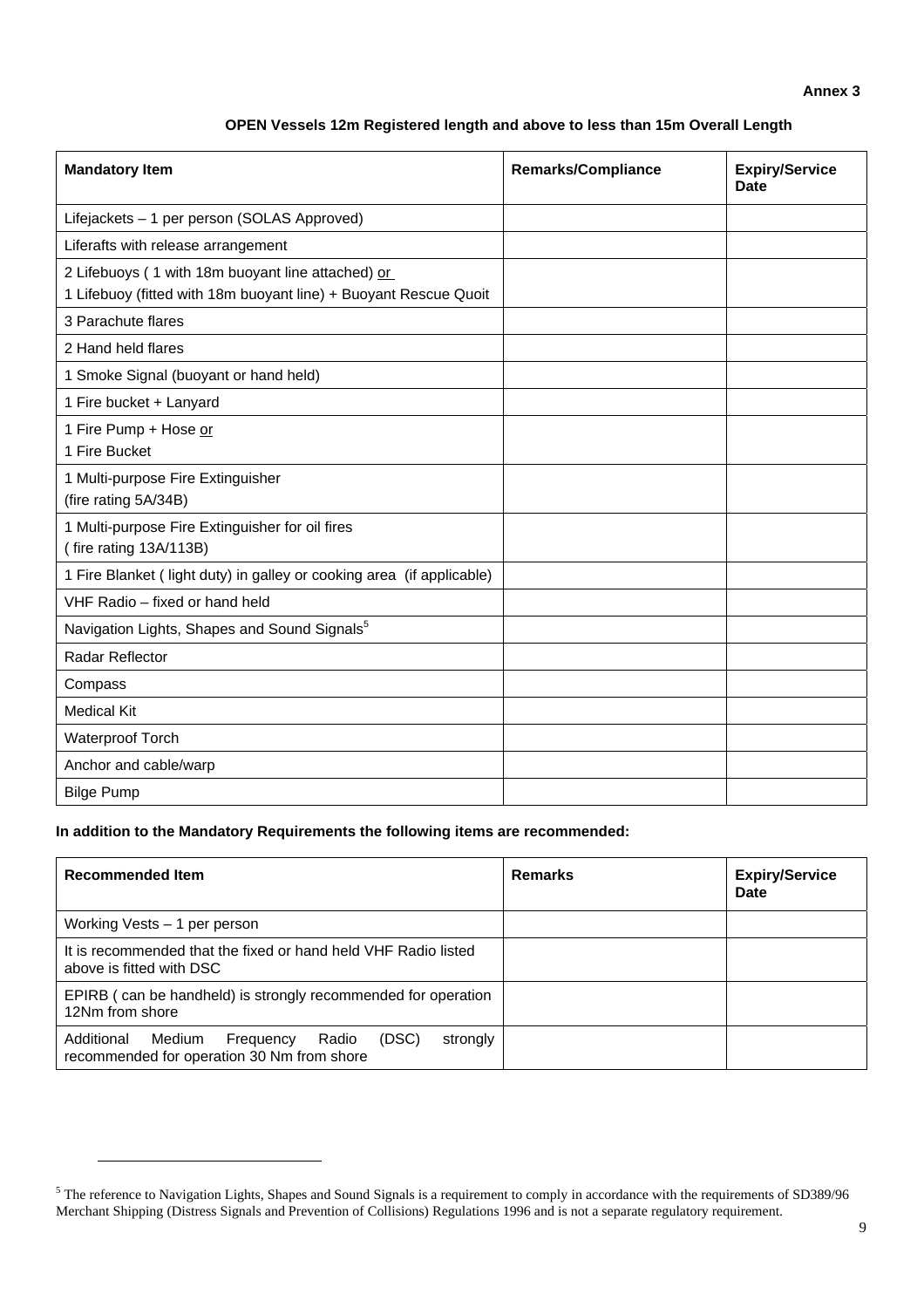**Annex 3**

**OPEN Vessels 12m Registered length and above to less than 15m Overall Length**

| **Mandatory Item** | **Remarks/Compliance** | **Expiry/Service Date** |
|---|---|---|
| Lifejackets – 1 per person (SOLAS Approved) | | |
| Liferafts with release arrangement | | |
| 2 Lifebuoys ( 1 with 18m buoyant line attached) or<br>1 Lifebuoy (fitted with 18m buoyant line) + Buoyant Rescue Quoit | | |
| 3 Parachute flares | | |
| 2 Hand held flares | | |
| 1 Smoke Signal (buoyant or hand held) | | |
| 1 Fire bucket + Lanyard | | |
| 1 Fire Pump + Hose or<br>1 Fire Bucket | | |
| 1 Multi-purpose Fire Extinguisher<br>(fire rating 5A/34B) | | |
| 1 Multi-purpose Fire Extinguisher for oil fires<br>( fire rating 13A/113B) | | |
| 1 Fire Blanket ( light duty) in galley or cooking area (if applicable) | | |
| VHF Radio – fixed or hand held | | |
| Navigation Lights, Shapes and Sound Signals[5] | | |
| Radar Reflector | | |
| Compass | | |
| Medical Kit | | |
| Waterproof Torch | | |
| Anchor and cable/warp | | |
| Bilge Pump | | |

**In addition to the Mandatory Requirements the following items are recommended:**

| **Recommended Item** | **Remarks** | **Expiry/Service Date** |
|---|---|---|
| Working Vests – 1 per person | | |
| It is recommended that the fixed or hand held VHF Radio listed above is fitted with DSC | | |
| EPIRB ( can be handheld) is strongly recommended for operation 12Nm from shore | | |
| Additional Medium Frequency Radio (DSC) strongly recommended for operation 30 Nm from shore | | |

[5] The reference to Navigation Lights, Shapes and Sound Signals is a requirement to comply in accordance with the requirements of SD389/96 Merchant Shipping (Distress Signals and Prevention of Collisions) Regulations 1996 and is not a separate regulatory requirement.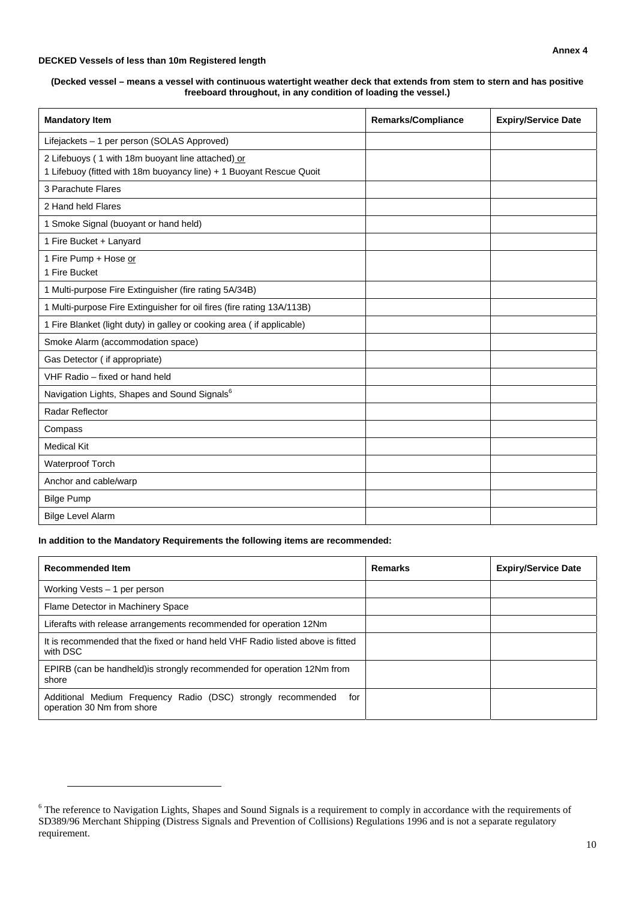**Annex 4**

**DECKED Vessels of less than 10m Registered length**

**(Decked vessel – means a vessel with continuous watertight weather deck that extends from stem to stern and has positive freeboard throughout, in any condition of loading the vessel.)**

| Mandatory Item | Remarks/Compliance | Expiry/Service Date |
|---|---|---|
| Lifejackets – 1 per person (SOLAS Approved) | | |
| 2 Lifebuoys ( 1 with 18m buoyant line attached) or<br>1 Lifebuoy (fitted with 18m buoyancy line) + 1 Buoyant Rescue Quoit | | |
| 3 Parachute Flares | | |
| 2 Hand held Flares | | |
| 1 Smoke Signal (buoyant or hand held) | | |
| 1 Fire Bucket + Lanyard | | |
| 1 Fire Pump + Hose or<br>1 Fire Bucket | | |
| 1 Multi-purpose Fire Extinguisher (fire rating 5A/34B) | | |
| 1 Multi-purpose Fire Extinguisher for oil fires (fire rating 13A/113B) | | |
| 1 Fire Blanket (light duty) in galley or cooking area ( if applicable) | | |
| Smoke Alarm (accommodation space) | | |
| Gas Detector ( if appropriate) | | |
| VHF Radio – fixed or hand held | | |
| Navigation Lights, Shapes and Sound Signals[6] | | |
| Radar Reflector | | |
| Compass | | |
| Medical Kit | | |
| Waterproof Torch | | |
| Anchor and cable/warp | | |
| Bilge Pump | | |
| Bilge Level Alarm | | |

**In addition to the Mandatory Requirements the following items are recommended:**

| Recommended Item | Remarks | Expiry/Service Date |
|---|---|---|
| Working Vests – 1 per person | | |
| Flame Detector in Machinery Space | | |
| Liferafts with release arrangements recommended for operation 12Nm | | |
| It is recommended that the fixed or hand held VHF Radio listed above is fitted with DSC | | |
| EPIRB (can be handheld)is strongly recommended for operation 12Nm from shore | | |
| Additional Medium Frequency Radio (DSC) strongly recommended for operation 30 Nm from shore | | |

[6] The reference to Navigation Lights, Shapes and Sound Signals is a requirement to comply in accordance with the requirements of SD389/96 Merchant Shipping (Distress Signals and Prevention of Collisions) Regulations 1996 and is not a separate regulatory requirement.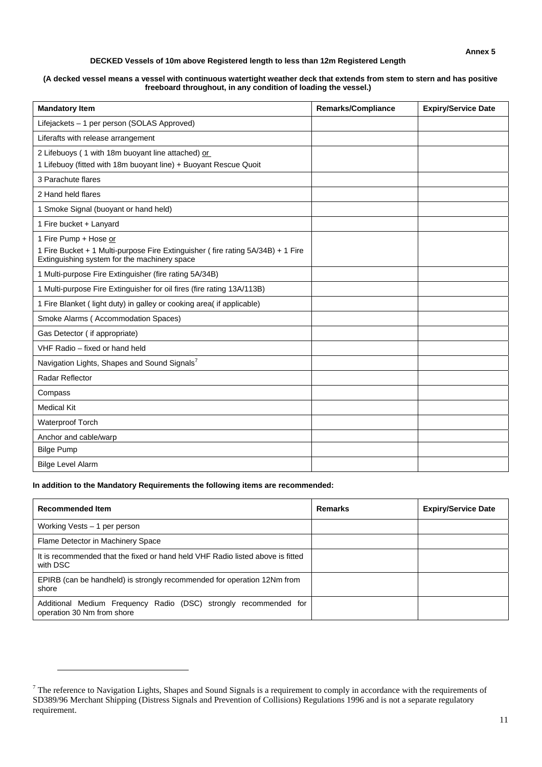**Annex 5**

**DECKED Vessels of 10m above Registered length to less than 12m Registered Length**

**(A decked vessel means a vessel with continuous watertight weather deck that extends from stem to stern and has positive freeboard throughout, in any condition of loading the vessel.)**

| Mandatory Item | Remarks/Compliance | Expiry/Service Date |
|---|---|---|
| Lifejackets – 1 per person (SOLAS Approved) | | |
| Liferafts with release arrangement | | |
| 2 Lifebuoys ( 1 with 18m buoyant line attached) <u>or</u><br>1 Lifebuoy (fitted with 18m buoyant line) + Buoyant Rescue Quoit | | |
| 3 Parachute flares | | |
| 2 Hand held flares | | |
| 1 Smoke Signal (buoyant or hand held) | | |
| 1 Fire bucket + Lanyard | | |
| 1 Fire Pump + Hose <u>or</u><br>1 Fire Bucket + 1 Multi-purpose Fire Extinguisher ( fire rating 5A/34B) + 1 Fire Extinguishing system for the machinery space | | |
| 1 Multi-purpose Fire Extinguisher (fire rating 5A/34B) | | |
| 1 Multi-purpose Fire Extinguisher for oil fires (fire rating 13A/113B) | | |
| 1 Fire Blanket ( light duty) in galley or cooking area( if applicable) | | |
| Smoke Alarms ( Accommodation Spaces) | | |
| Gas Detector ( if appropriate) | | |
| VHF Radio – fixed or hand held | | |
| Navigation Lights, Shapes and Sound Signals[7] | | |
| Radar Reflector | | |
| Compass | | |
| Medical Kit | | |
| Waterproof Torch | | |
| Anchor and cable/warp | | |
| Bilge Pump | | |
| Bilge Level Alarm | | |

**In addition to the Mandatory Requirements the following items are recommended:**

| Recommended Item | Remarks | Expiry/Service Date |
|---|---|---|
| Working Vests – 1 person | | |
| Flame Detector in Machinery Space | | |
| It is recommended that the fixed or hand held VHF Radio listed above is fitted with DSC | | |
| EPIRB (can be handheld) is strongly recommended for operation 12Nm from shore | | |
| Additional Medium Frequency Radio (DSC) strongly recommended for operation 30 Nm from shore | | |

[7] The reference to Navigation Lights, Shapes and Sound Signals is a requirement to comply in accordance with the requirements of SD389/96 Merchant Shipping (Distress Signals and Prevention of Collisions) Regulations 1996 and is not a separate regulatory requirement.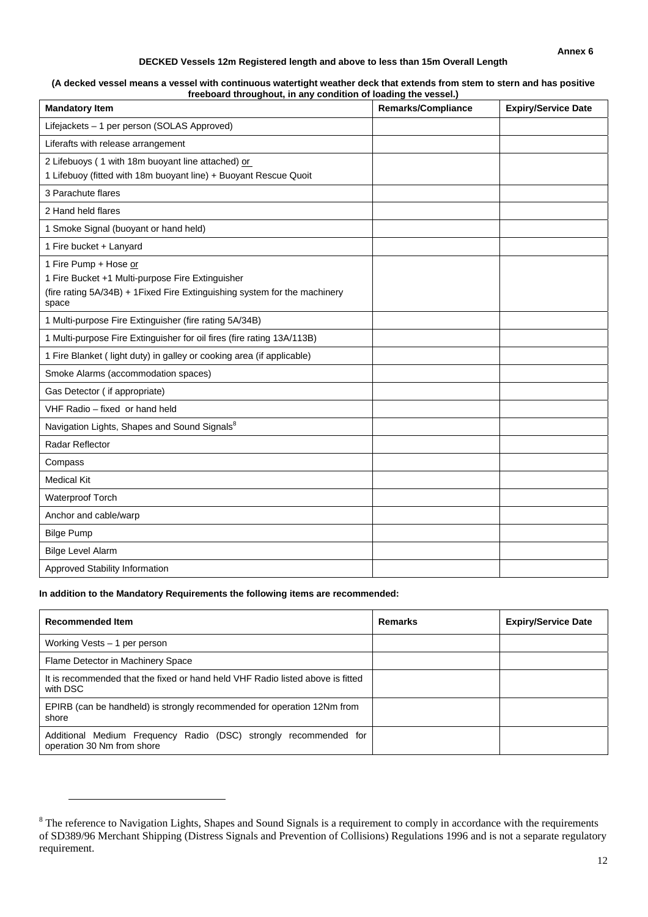Annex 6

**DECKED Vessels 12m Registered length and above to less than 15m Overall Length**

**(A decked vessel means a vessel with continuous watertight weather deck that extends from stem to stern and has positive freeboard throughout, in any condition of loading the vessel.)**

| Mandatory Item | Remarks/Compliance | Expiry/Service Date |
|---|---|---|
| Lifejackets – 1 per person (SOLAS Approved) | | |
| Liferafts with release arrangement | | |
| 2 Lifebuoys ( 1 with 18m buoyant line attached) or<br>1 Lifebuoy (fitted with 18m buoyant line) + Buoyant Rescue Quoit | | |
| 3 Parachute flares | | |
| 2 Hand held flares | | |
| 1 Smoke Signal (buoyant or hand held) | | |
| 1 Fire bucket + Lanyard | | |
| 1 Fire Pump + Hose or<br>1 Fire Bucket +1 Multi-purpose Fire Extinguisher<br>(fire rating 5A/34B) + 1Fixed Fire Extinguishing system for the machinery space | | |
| 1 Multi-purpose Fire Extinguisher (fire rating 5A/34B) | | |
| 1 Multi-purpose Fire Extinguisher for oil fires (fire rating 13A/113B) | | |
| 1 Fire Blanket ( light duty) in galley or cooking area (if applicable) | | |
| Smoke Alarms (accommodation spaces) | | |
| Gas Detector ( if appropriate) | | |
| VHF Radio – fixed or hand held | | |
| Navigation Lights, Shapes and Sound Signals[8] | | |
| Radar Reflector | | |
| Compass | | |
| Medical Kit | | |
| Waterproof Torch | | |
| Anchor and cable/warp | | |
| Bilge Pump | | |
| Bilge Level Alarm | | |
| Approved Stability Information | | |

**In addition to the Mandatory Requirements the following items are recommended:**

| Recommended Item | Remarks | Expiry/Service Date |
|---|---|---|
| Working Vests – 1 per person | | |
| Flame Detector in Machinery Space | | |
| It is recommended that the fixed or hand held VHF Radio listed above is fitted with DSC | | |
| EPIRB (can be handheld) is strongly recommended for operation 12Nm from shore | | |
| Additional Medium Frequency Radio (DSC) strongly recommended for operation 30 Nm from shore | | |

[8] The reference to Navigation Lights, Shapes and Sound Signals is a requirement to comply in accordance with the requirements of SD389/96 Merchant Shipping (Distress Signals and Prevention of Collisions) Regulations 1996 and is not a separate regulatory requirement.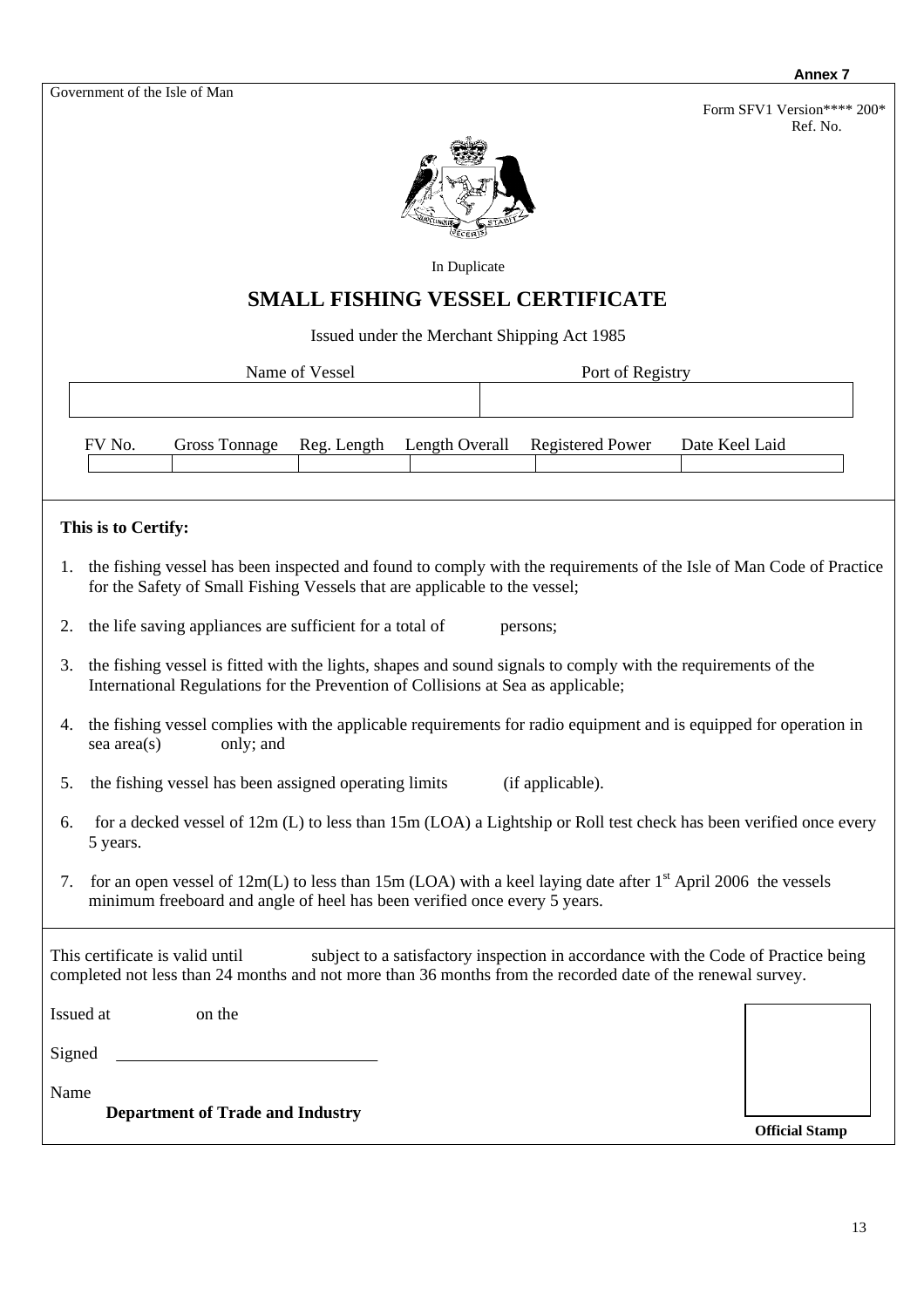**Annex 7**

Government of the Isle of Man

Form SFV1 Version**** 200*
Ref. No.

In Duplicate

# SMALL FISHING VESSEL CERTIFICATE

Issued under the Merchant Shipping Act 1985

| Name of Vessel | Port of Registry |
|---|---|
| | |

| FV No. | Gross Tonnage | Reg. Length | Length Overall | Registered Power | Date Keel Laid |
|---|---|---|---|---|---|
| | | | | | |

**This is to Certify:**

1. the fishing vessel has been inspected and found to comply with the requirements of the Isle of Man Code of Practice for the Safety of Small Fishing Vessels that are applicable to the vessel;
2. the life saving appliances are sufficient for a total of persons;
3. the fishing vessel is fitted with the lights, shapes and sound signals to comply with the requirements of the International Regulations for the Prevention of Collisions at Sea as applicable;
4. the fishing vessel complies with the applicable requirements for radio equipment and is equipped for operation in sea area(s) only; and
5. the fishing vessel has been assigned operating limits (if applicable).
6. for a decked vessel of 12m (L) to less than 15m (LOA) a Lightship or Roll test check has been verified once every 5 years.
7. for an open vessel of 12m(L) to less than 15m (LOA) with a keel laying date after 1st April 2006 the vessels minimum freeboard and angle of heel has been verified once every 5 years.

This certificate is valid until subject to a satisfactory inspection in accordance with the Code of Practice being completed not less than 24 months and not more than 36 months from the recorded date of the renewal survey.

Issued at on the

Signed ______________________________

Name

**Department of Trade and Industry**

**Official Stamp**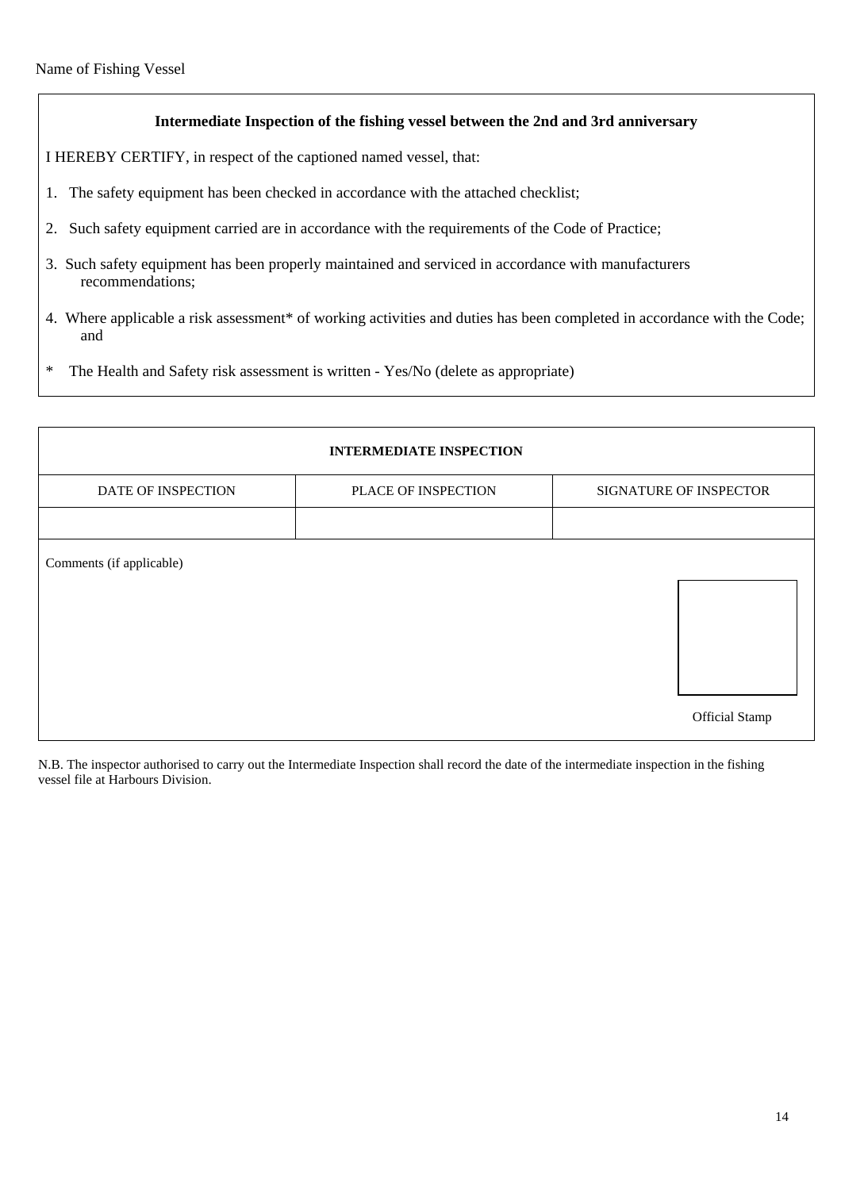Name of Fishing Vessel

**Intermediate Inspection of the fishing vessel between the 2nd and 3rd anniversary**

I HEREBY CERTIFY, in respect of the captioned named vessel, that:

1. The safety equipment has been checked in accordance with the attached checklist;
2. Such safety equipment carried are in accordance with the requirements of the Code of Practice;
3. Such safety equipment has been properly maintained and serviced in accordance with manufacturers recommendations;
4. Where applicable a risk assessment* of working activities and duties has been completed in accordance with the Code; and

\* The Health and Safety risk assessment is written - Yes/No (delete as appropriate)

| **INTERMEDIATE INSPECTION** | | |
|---|---|---|
| DATE OF INSPECTION | PLACE OF INSPECTION | SIGNATURE OF INSPECTOR |
| | | |
| Comments (if applicable) | | Official Stamp |

N.B. The inspector authorised to carry out the Intermediate Inspection shall record the date of the intermediate inspection in the fishing vessel file at Harbours Division.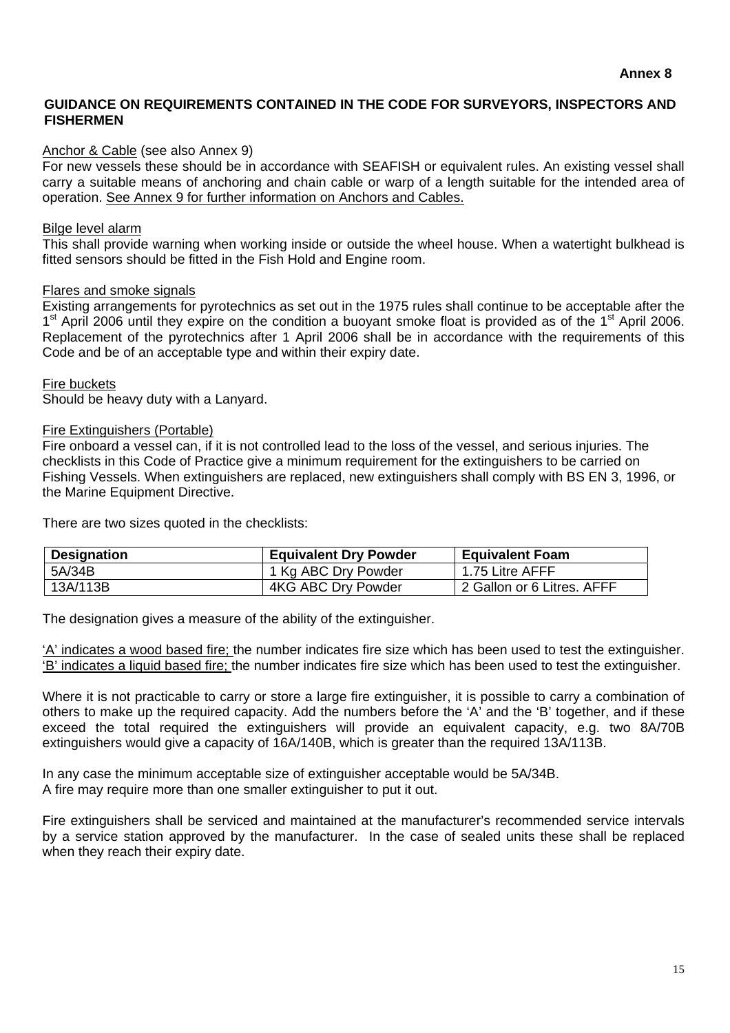**Annex 8**

**GUIDANCE ON REQUIREMENTS CONTAINED IN THE CODE FOR SURVEYORS, INSPECTORS AND FISHERMEN**

Anchor & Cable (see also Annex 9)
For new vessels these should be in accordance with SEAFISH or equivalent rules. An existing vessel shall carry a suitable means of anchoring and chain cable or warp of a length suitable for the intended area of operation. See Annex 9 for further information on Anchors and Cables.

Bilge level alarm
This shall provide warning when working inside or outside the wheel house. When a watertight bulkhead is fitted sensors should be fitted in the Fish Hold and Engine room.

Flares and smoke signals
Existing arrangements for pyrotechnics as set out in the 1975 rules shall continue to be acceptable after the 1st April 2006 until they expire on the condition a buoyant smoke float is provided as of the 1st April 2006. Replacement of the pyrotechnics after 1 April 2006 shall be in accordance with the requirements of this Code and be of an acceptable type and within their expiry date.

Fire buckets
Should be heavy duty with a Lanyard.

Fire Extinguishers (Portable)
Fire onboard a vessel can, if it is not controlled lead to the loss of the vessel, and serious injuries. The checklists in this Code of Practice give a minimum requirement for the extinguishers to be carried on Fishing Vessels. When extinguishers are replaced, new extinguishers shall comply with BS EN 3, 1996, or the Marine Equipment Directive.

There are two sizes quoted in the checklists:

| Designation | Equivalent Dry Powder | Equivalent Foam |
|---|---|---|
| 5A/34B | 1 Kg ABC Dry Powder | 1.75 Litre AFFF |
| 13A/113B | 4KG ABC Dry Powder | 2 Gallon or 6 Litres. AFFF |

The designation gives a measure of the ability of the extinguisher.

'A' indicates a wood based fire; the number indicates fire size which has been used to test the extinguisher.
'B' indicates a liquid based fire; the number indicates fire size which has been used to test the extinguisher.

Where it is not practicable to carry or store a large fire extinguisher, it is possible to carry a combination of others to make up the required capacity. Add the numbers before the 'A' and the 'B' together, and if these exceed the total required the extinguishers will provide an equivalent capacity, e.g. two 8A/70B extinguishers would give a capacity of 16A/140B, which is greater than the required 13A/113B.

In any case the minimum acceptable size of extinguisher acceptable would be 5A/34B.
A fire may require more than one smaller extinguisher to put it out.

Fire extinguishers shall be serviced and maintained at the manufacturer's recommended service intervals by a service station approved by the manufacturer. In the case of sealed units these shall be replaced when they reach their expiry date.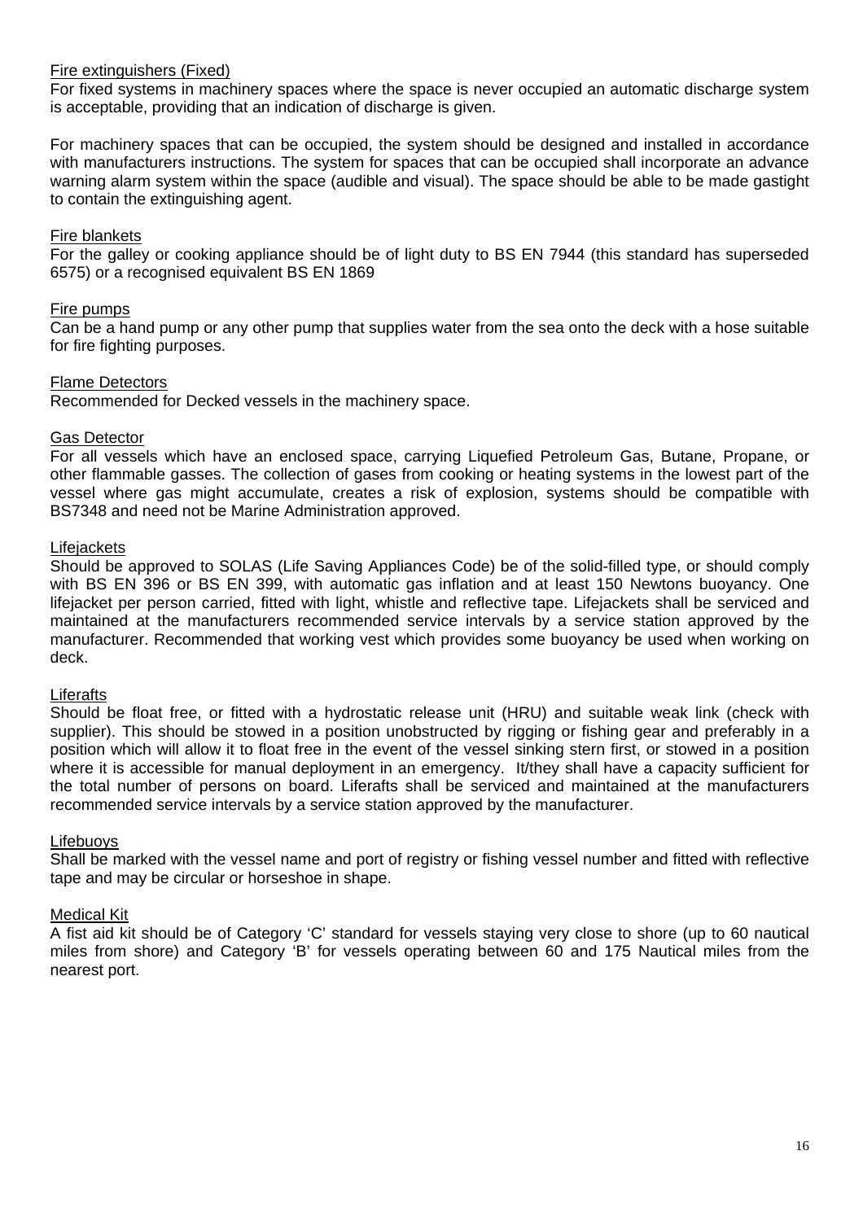Fire extinguishers (Fixed)

For fixed systems in machinery spaces where the space is never occupied an automatic discharge system is acceptable, providing that an indication of discharge is given.

For machinery spaces that can be occupied, the system should be designed and installed in accordance with manufacturers instructions. The system for spaces that can be occupied shall incorporate an advance warning alarm system within the space (audible and visual). The space should be able to be made gastight to contain the extinguishing agent.

Fire blankets

For the galley or cooking appliance should be of light duty to BS EN 7944 (this standard has superseded 6575) or a recognised equivalent BS EN 1869

Fire pumps

Can be a hand pump or any other pump that supplies water from the sea onto the deck with a hose suitable for fire fighting purposes.

Flame Detectors

Recommended for Decked vessels in the machinery space.

Gas Detector

For all vessels which have an enclosed space, carrying Liquefied Petroleum Gas, Butane, Propane, or other flammable gasses. The collection of gases from cooking or heating systems in the lowest part of the vessel where gas might accumulate, creates a risk of explosion, systems should be compatible with BS7348 and need not be Marine Administration approved.

Lifejackets

Should be approved to SOLAS (Life Saving Appliances Code) be of the solid-filled type, or should comply with BS EN 396 or BS EN 399, with automatic gas inflation and at least 150 Newtons buoyancy. One lifejacket per person carried, fitted with light, whistle and reflective tape. Lifejackets shall be serviced and maintained at the manufacturers recommended service intervals by a service station approved by the manufacturer. Recommended that working vest which provides some buoyancy be used when working on deck.

Liferafts

Should be float free, or fitted with a hydrostatic release unit (HRU) and suitable weak link (check with supplier). This should be stowed in a position unobstructed by rigging or fishing gear and preferably in a position which will allow it to float free in the event of the vessel sinking stern first, or stowed in a position where it is accessible for manual deployment in an emergency. It/they shall have a capacity sufficient for the total number of persons on board. Liferafts shall be serviced and maintained at the manufacturers recommended service intervals by a service station approved by the manufacturer.

Lifebuoys

Shall be marked with the vessel name and port of registry or fishing vessel number and fitted with reflective tape and may be circular or horseshoe in shape.

Medical Kit

A fist aid kit should be of Category 'C' standard for vessels staying very close to shore (up to 60 nautical miles from shore) and Category 'B' for vessels operating between 60 and 175 Nautical miles from the nearest port.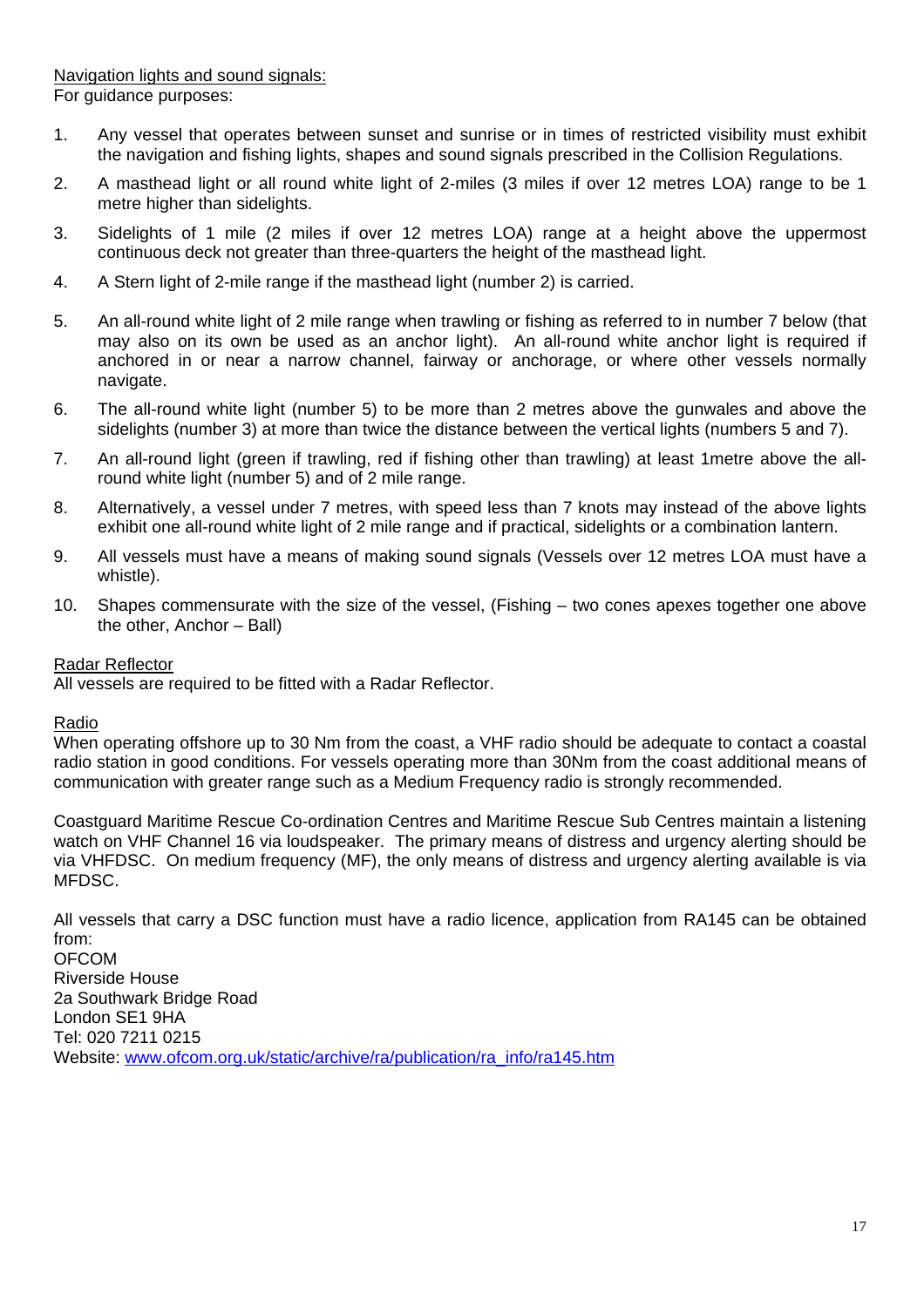Navigation lights and sound signals:
For guidance purposes:

1. Any vessel that operates between sunset and sunrise or in times of restricted visibility must exhibit the navigation and fishing lights, shapes and sound signals prescribed in the Collision Regulations.
2. A masthead light or all round white light of 2-miles (3 miles if over 12 metres LOA) range to be 1 metre higher than sidelights.
3. Sidelights of 1 mile (2 miles if over 12 metres LOA) range at a height above the uppermost continuous deck not greater than three-quarters the height of the masthead light.
4. A Stern light of 2-mile range if the masthead light (number 2) is carried.
5. An all-round white light of 2 mile range when trawling or fishing as referred to in number 7 below (that may also on its own be used as an anchor light). An all-round white anchor light is required if anchored in or near a narrow channel, fairway or anchorage, or where other vessels normally navigate.
6. The all-round white light (number 5) to be more than 2 metres above the gunwales and above the sidelights (number 3) at more than twice the distance between the vertical lights (numbers 5 and 7).
7. An all-round light (green if trawling, red if fishing other than trawling) at least 1metre above the all-round white light (number 5) and of 2 mile range.
8. Alternatively, a vessel under 7 metres, with speed less than 7 knots may instead of the above lights exhibit one all-round white light of 2 mile range and if practical, sidelights or a combination lantern.
9. All vessels must have a means of making sound signals (Vessels over 12 metres LOA must have a whistle).
10. Shapes commensurate with the size of the vessel, (Fishing – two cones apexes together one above the other, Anchor – Ball)

Radar Reflector
All vessels are required to be fitted with a Radar Reflector.

Radio
When operating offshore up to 30 Nm from the coast, a VHF radio should be adequate to contact a coastal radio station in good conditions. For vessels operating more than 30Nm from the coast additional means of communication with greater range such as a Medium Frequency radio is strongly recommended.

Coastguard Maritime Rescue Co-ordination Centres and Maritime Rescue Sub Centres maintain a listening watch on VHF Channel 16 via loudspeaker. The primary means of distress and urgency alerting should be via VHFDSC. On medium frequency (MF), the only means of distress and urgency alerting available is via MFDSC.

All vessels that carry a DSC function must have a radio licence, application from RA145 can be obtained from:
OFCOM
Riverside House
2a Southwark Bridge Road
London SE1 9HA
Tel: 020 7211 0215
Website: www.ofcom.org.uk/static/archive/ra/publication/ra_info/ra145.htm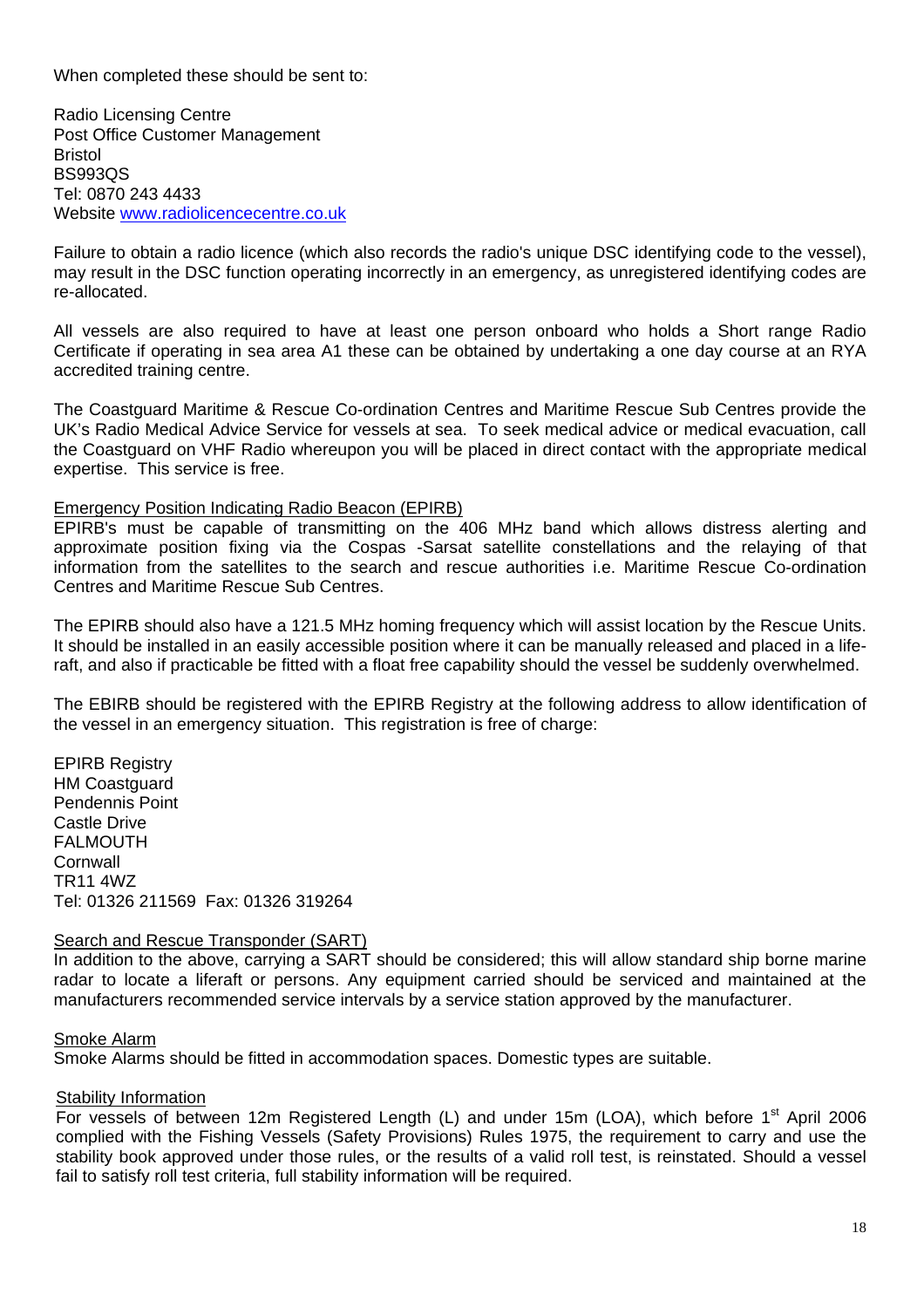When completed these should be sent to:

Radio Licensing Centre  
Post Office Customer Management  
Bristol  
BS993QS  
Tel: 0870 243 4433  
Website [www.radiolicencecentre.co.uk](http://www.radiolicencecentre.co.uk)

Failure to obtain a radio licence (which also records the radio's unique DSC identifying code to the vessel), may result in the DSC function operating incorrectly in an emergency, as unregistered identifying codes are re-allocated.

All vessels are also required to have at least one person onboard who holds a Short range Radio Certificate if operating in sea area A1 these can be obtained by undertaking a one day course at an RYA accredited training centre.

The Coastguard Maritime & Rescue Co-ordination Centres and Maritime Rescue Sub Centres provide the UK's Radio Medical Advice Service for vessels at sea. To seek medical advice or medical evacuation, call the Coastguard on VHF Radio whereupon you will be placed in direct contact with the appropriate medical expertise. This service is free.

<u>Emergency Position Indicating Radio Beacon (EPIRB)</u>

EPIRB's must be capable of transmitting on the 406 MHz band which allows distress alerting and approximate position fixing via the Cospas -Sarsat satellite constellations and the relaying of that information from the satellites to the search and rescue authorities i.e. Maritime Rescue Co-ordination Centres and Maritime Rescue Sub Centres.

The EPIRB should also have a 121.5 MHz homing frequency which will assist location by the Rescue Units. It should be installed in an easily accessible position where it can be manually released and placed in a life-raft, and also if practicable be fitted with a float free capability should the vessel be suddenly overwhelmed.

The EBIRB should be registered with the EPIRB Registry at the following address to allow identification of the vessel in an emergency situation. This registration is free of charge:

EPIRB Registry  
HM Coastguard  
Pendennis Point  
Castle Drive  
FALMOUTH  
Cornwall  
TR11 4WZ  
Tel: 01326 211569 Fax: 01326 319264

<u>Search and Rescue Transponder (SART)</u>

In addition to the above, carrying a SART should be considered; this will allow standard ship borne marine radar to locate a liferaft or persons. Any equipment carried should be serviced and maintained at the manufacturers recommended service intervals by a service station approved by the manufacturer.

<u>Smoke Alarm</u>

Smoke Alarms should be fitted in accommodation spaces. Domestic types are suitable.

<u>Stability Information</u>

For vessels of between 12m Registered Length (L) and under 15m (LOA), which before 1st April 2006 complied with the Fishing Vessels (Safety Provisions) Rules 1975, the requirement to carry and use the stability book approved under those rules, or the results of a valid roll test, is reinstated. Should a vessel fail to satisfy roll test criteria, full stability information will be required.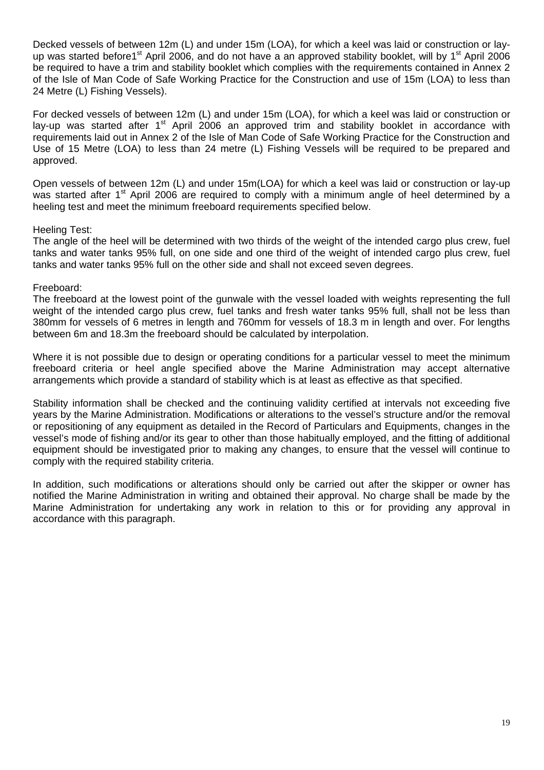Decked vessels of between 12m (L) and under 15m (LOA), for which a keel was laid or construction or lay-up was started before1[st] April 2006, and do not have a an approved stability booklet, will by 1[st] April 2006 be required to have a trim and stability booklet which complies with the requirements contained in Annex 2 of the Isle of Man Code of Safe Working Practice for the Construction and use of 15m (LOA) to less than 24 Metre (L) Fishing Vessels).

For decked vessels of between 12m (L) and under 15m (LOA), for which a keel was laid or construction or lay-up was started after 1[st] April 2006 an approved trim and stability booklet in accordance with requirements laid out in Annex 2 of the Isle of Man Code of Safe Working Practice for the Construction and Use of 15 Metre (LOA) to less than 24 metre (L) Fishing Vessels will be required to be prepared and approved.

Open vessels of between 12m (L) and under 15m(LOA) for which a keel was laid or construction or lay-up was started after 1[st] April 2006 are required to comply with a minimum angle of heel determined by a heeling test and meet the minimum freeboard requirements specified below.

Heeling Test:
The angle of the heel will be determined with two thirds of the weight of the intended cargo plus crew, fuel tanks and water tanks 95% full, on one side and one third of the weight of intended cargo plus crew, fuel tanks and water tanks 95% full on the other side and shall not exceed seven degrees.

Freeboard:
The freeboard at the lowest point of the gunwale with the vessel loaded with weights representing the full weight of the intended cargo plus crew, fuel tanks and fresh water tanks 95% full, shall not be less than 380mm for vessels of 6 metres in length and 760mm for vessels of 18.3 m in length and over. For lengths between 6m and 18.3m the freeboard should be calculated by interpolation.

Where it is not possible due to design or operating conditions for a particular vessel to meet the minimum freeboard criteria or heel angle specified above the Marine Administration may accept alternative arrangements which provide a standard of stability which is at least as effective as that specified.

Stability information shall be checked and the continuing validity certified at intervals not exceeding five years by the Marine Administration. Modifications or alterations to the vessel's structure and/or the removal or repositioning of any equipment as detailed in the Record of Particulars and Equipments, changes in the vessel's mode of fishing and/or its gear to other than those habitually employed, and the fitting of additional equipment should be investigated prior to making any changes, to ensure that the vessel will continue to comply with the required stability criteria.

In addition, such modifications or alterations should only be carried out after the skipper or owner has notified the Marine Administration in writing and obtained their approval. No charge shall be made by the Marine Administration for undertaking any work in relation to this or for providing any approval in accordance with this paragraph.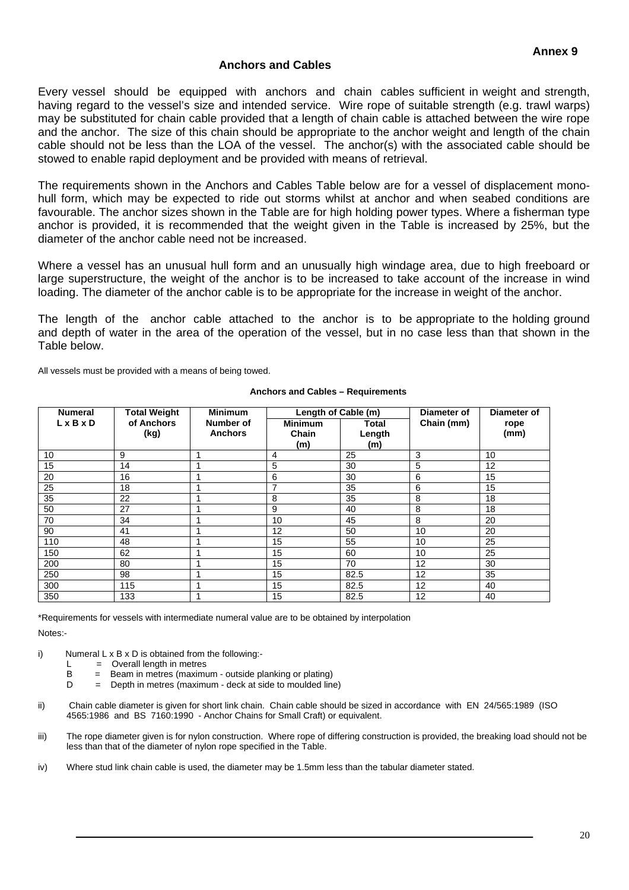**Annex 9**

## Anchors and Cables

Every vessel should be equipped with anchors and chain cables sufficient in weight and strength, having regard to the vessel's size and intended service. Wire rope of suitable strength (e.g. trawl warps) may be substituted for chain cable provided that a length of chain cable is attached between the wire rope and the anchor. The size of this chain should be appropriate to the anchor weight and length of the chain cable should not be less than the LOA of the vessel. The anchor(s) with the associated cable should be stowed to enable rapid deployment and be provided with means of retrieval.

The requirements shown in the Anchors and Cables Table below are for a vessel of displacement mono-hull form, which may be expected to ride out storms whilst at anchor and when seabed conditions are favourable. The anchor sizes shown in the Table are for high holding power types. Where a fisherman type anchor is provided, it is recommended that the weight given in the Table is increased by 25%, but the diameter of the anchor cable need not be increased.

Where a vessel has an unusual hull form and an unusually high windage area, due to high freeboard or large superstructure, the weight of the anchor is to be increased to take account of the increase in wind loading. The diameter of the anchor cable is to be appropriate for the increase in weight of the anchor.

The length of the anchor cable attached to the anchor is to be appropriate to the holding ground and depth of water in the area of the operation of the vessel, but in no case less than that shown in the Table below.

All vessels must be provided with a means of being towed.

**Anchors and Cables – Requirements**

| Numeral L x B x D | Total Weight of Anchors (kg) | Minimum Number of Anchors | Length of Cable (m) | | Diameter of Chain (mm) | Diameter of rope (mm) |
|---|---|---|---|---|---|---|
| | | | Minimum Chain (m) | Total Length (m) | | |
| 10 | 9 | 1 | 4 | 25 | 3 | 10 |
| 15 | 14 | 1 | 5 | 30 | 5 | 12 |
| 20 | 16 | 1 | 6 | 30 | 6 | 15 |
| 25 | 18 | 1 | 7 | 35 | 6 | 15 |
| 35 | 22 | 1 | 8 | 35 | 8 | 18 |
| 50 | 27 | 1 | 9 | 40 | 8 | 18 |
| 70 | 34 | 1 | 10 | 45 | 8 | 20 |
| 90 | 41 | 1 | 12 | 50 | 10 | 20 |
| 110 | 48 | 1 | 15 | 55 | 10 | 25 |
| 150 | 62 | 1 | 15 | 60 | 10 | 25 |
| 200 | 80 | 1 | 15 | 70 | 12 | 30 |
| 250 | 98 | 1 | 15 | 82.5 | 12 | 35 |
| 300 | 115 | 1 | 15 | 82.5 | 12 | 40 |
| 350 | 133 | 1 | 15 | 82.5 | 12 | 40 |

*Requirements for vessels with intermediate numeral value are to be obtained by interpolation

Notes:-

i) Numeral L x B x D is obtained from the following:-
   - L = Overall length in metres
   - B = Beam in metres (maximum - outside planking or plating)
   - D = Depth in metres (maximum - deck at side to moulded line)

ii) Chain cable diameter is given for short link chain. Chain cable should be sized in accordance with EN 24/565:1989 (ISO 4565:1986 and BS 7160:1990 - Anchor Chains for Small Craft) or equivalent.

iii) The rope diameter given is for nylon construction. Where rope of differing construction is provided, the breaking load should not be less than that of the diameter of nylon rope specified in the Table.

iv) Where stud link chain cable is used, the diameter may be 1.5mm less than the tabular diameter stated.